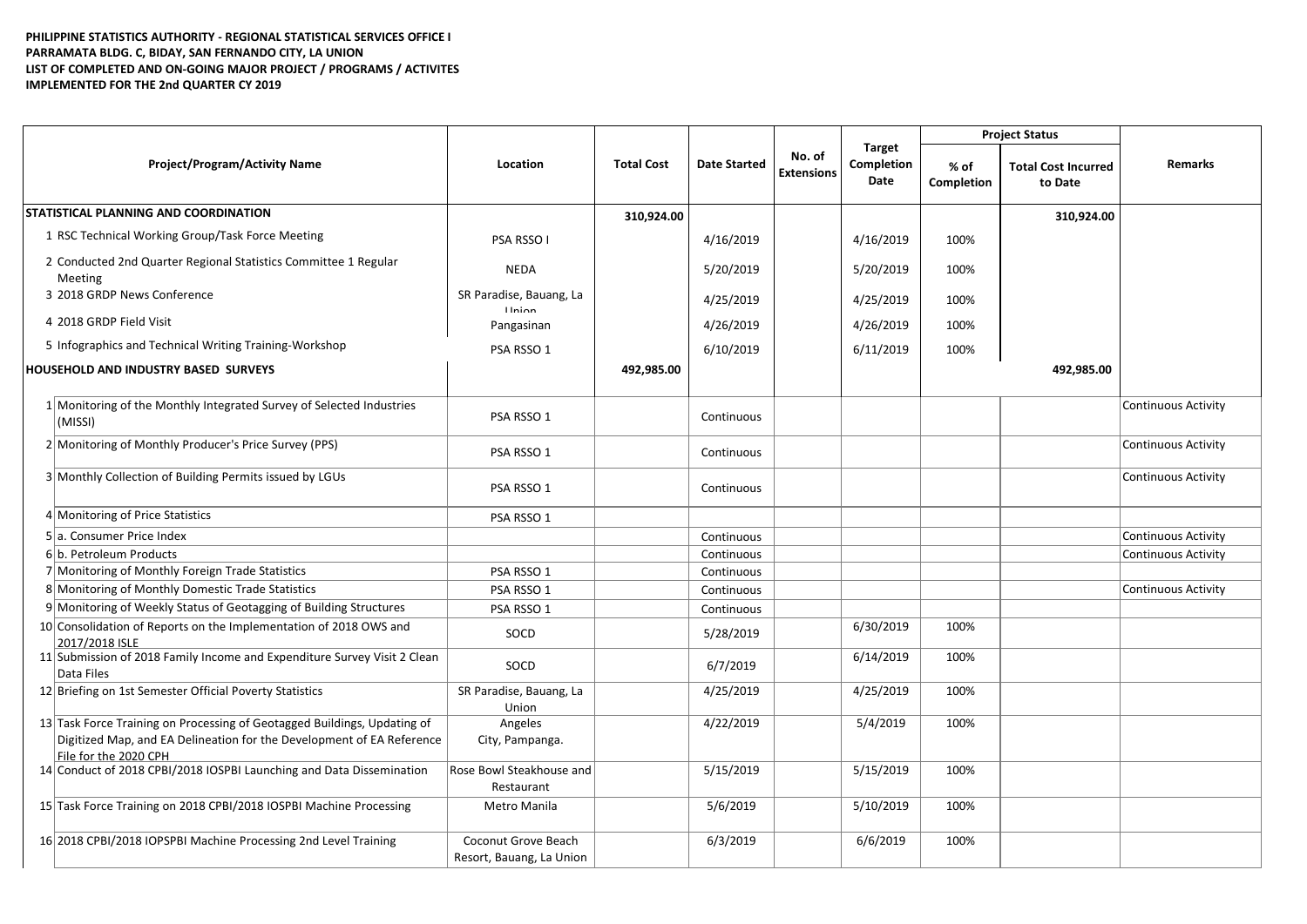**PHILIPPINE STATISTICS AUTHORITY - REGIONAL STATISTICAL SERVICES OFFICE I**
**PARRAMATA BLDG. C, BIDAY, SAN FERNANDO CITY, LA UNION**
**LIST OF COMPLETED AND ON-GOING MAJOR PROJECT / PROGRAMS / ACTIVITES**
**IMPLEMENTED FOR THE 2nd QUARTER CY 2019**

| Project/Program/Activity Name | Location | Total Cost | Date Started | No. of Extensions | Target Completion Date | Project Status | | Remarks |
|---|---|---|---|---|---|---|---|---|
| | | | | | | % of Completion | Total Cost Incurred to Date | |
| **STATISTICAL PLANNING AND COORDINATION** | | **310,924.00** | | | | | **310,924.00** | |
| 1 RSC Technical Working Group/Task Force Meeting | PSA RSSO I | | 4/16/2019 | | 4/16/2019 | 100% | | |
| 2 Conducted 2nd Quarter Regional Statistics Committee 1 Regular Meeting | NEDA | | 5/20/2019 | | 5/20/2019 | 100% | | |
| 3 2018 GRDP News Conference | SR Paradise, Bauang, La Union | | 4/25/2019 | | 4/25/2019 | 100% | | |
| 4 2018 GRDP Field Visit | Pangasinan | | 4/26/2019 | | 4/26/2019 | 100% | | |
| 5 Infographics and Technical Writing Training-Workshop | PSA RSSO 1 | | 6/10/2019 | | 6/11/2019 | 100% | | |
| **HOUSEHOLD AND INDUSTRY BASED SURVEYS** | | **492,985.00** | | | | | **492,985.00** | |
| 1 Monitoring of the Monthly Integrated Survey of Selected Industries (MISSI) | PSA RSSO 1 | | Continuous | | | | | Continuous Activity |
| 2 Monitoring of Monthly Producer's Price Survey (PPS) | PSA RSSO 1 | | Continuous | | | | | Continuous Activity |
| 3 Monthly Collection of Building Permits issued by LGUs | PSA RSSO 1 | | Continuous | | | | | Continuous Activity |
| 4 Monitoring of Price Statistics | PSA RSSO 1 | | | | | | | |
| 5 a. Consumer Price Index | | | Continuous | | | | | Continuous Activity |
| 6 b. Petroleum Products | | | Continuous | | | | | Continuous Activity |
| 7 Monitoring of Monthly Foreign Trade Statistics | PSA RSSO 1 | | Continuous | | | | | |
| 8 Monitoring of Monthly Domestic Trade Statistics | PSA RSSO 1 | | Continuous | | | | | Continuous Activity |
| 9 Monitoring of Weekly Status of Geotagging of Building Structures | PSA RSSO 1 | | Continuous | | | | | |
| 10 Consolidation of Reports on the Implementation of 2018 OWS and 2017/2018 ISLE | SOCD | | 5/28/2019 | | 6/30/2019 | 100% | | |
| 11 Submission of 2018 Family Income and Expenditure Survey Visit 2 Clean Data Files | SOCD | | 6/7/2019 | | 6/14/2019 | 100% | | |
| 12 Briefing on 1st Semester Official Poverty Statistics | SR Paradise, Bauang, La Union | | 4/25/2019 | | 4/25/2019 | 100% | | |
| 13 Task Force Training on Processing of Geotagged Buildings, Updating of Digitized Map, and EA Delineation for the Development of EA Reference File for the 2020 CPH | Angeles City, Pampanga. | | 4/22/2019 | | 5/4/2019 | 100% | | |
| 14 Conduct of 2018 CPBI/2018 IOSPBI Launching and Data Dissemination | Rose Bowl Steakhouse and Restaurant | | 5/15/2019 | | 5/15/2019 | 100% | | |
| 15 Task Force Training on 2018 CPBI/2018 IOSPBI Machine Processing | Metro Manila | | 5/6/2019 | | 5/10/2019 | 100% | | |
| 16 2018 CPBI/2018 IOPSPBI Machine Processing 2nd Level Training | Coconut Grove Beach Resort, Bauang, La Union | | 6/3/2019 | | 6/6/2019 | 100% | | |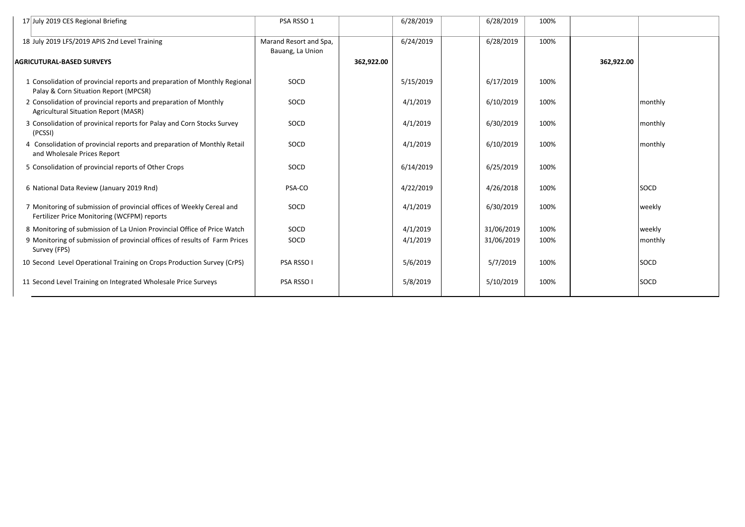| | | | | | | | | |
|---|---|---|---|---|---|---|---|---|
| 17 July 2019 CES Regional Briefing | PSA RSSO 1 | | 6/28/2019 | | 6/28/2019 | 100% | | |
| 18 July 2019 LFS/2019 APIS 2nd Level Training | Marand Resort and Spa, Bauang, La Union | | 6/24/2019 | | 6/28/2019 | 100% | | |
| **AGRICUTURAL-BASED SURVEYS** | | **362,922.00** | | | | | **362,922.00** | |
| 1 Consolidation of provincial reports and preparation of Monthly Regional Palay & Corn Situation Report (MPCSR) | SOCD | | 5/15/2019 | | 6/17/2019 | 100% | | |
| 2 Consolidation of provincial reports and preparation of Monthly Agricultural Situation Report (MASR) | SOCD | | 4/1/2019 | | 6/10/2019 | 100% | | monthly |
| 3 Consolidation of provinical reports for Palay and Corn Stocks Survey (PCSSI) | SOCD | | 4/1/2019 | | 6/30/2019 | 100% | | monthly |
| 4 Consolidation of provincial reports and preparation of Monthly Retail and Wholesale Prices Report | SOCD | | 4/1/2019 | | 6/10/2019 | 100% | | monthly |
| 5 Consolidation of provincial reports of Other Crops | SOCD | | 6/14/2019 | | 6/25/2019 | 100% | | |
| 6 National Data Review (January 2019 Rnd) | PSA-CO | | 4/22/2019 | | 4/26/2018 | 100% | | SOCD |
| 7 Monitoring of submission of provincial offices of Weekly Cereal and Fertilizer Price Monitoring (WCFPM) reports | SOCD | | 4/1/2019 | | 6/30/2019 | 100% | | weekly |
| 8 Monitoring of submission of La Union Provincial Office of Price Watch | SOCD | | 4/1/2019 | | 31/06/2019 | 100% | | weekly |
| 9 Monitoring of submission of provincial offices of results of Farm Prices Survey (FPS) | SOCD | | 4/1/2019 | | 31/06/2019 | 100% | | monthly |
| 10 Second Level Operational Training on Crops Production Survey (CrPS) | PSA RSSO I | | 5/6/2019 | | 5/7/2019 | 100% | | SOCD |
| 11 Second Level Training on Integrated Wholesale Price Surveys | PSA RSSO I | | 5/8/2019 | | 5/10/2019 | 100% | | SOCD |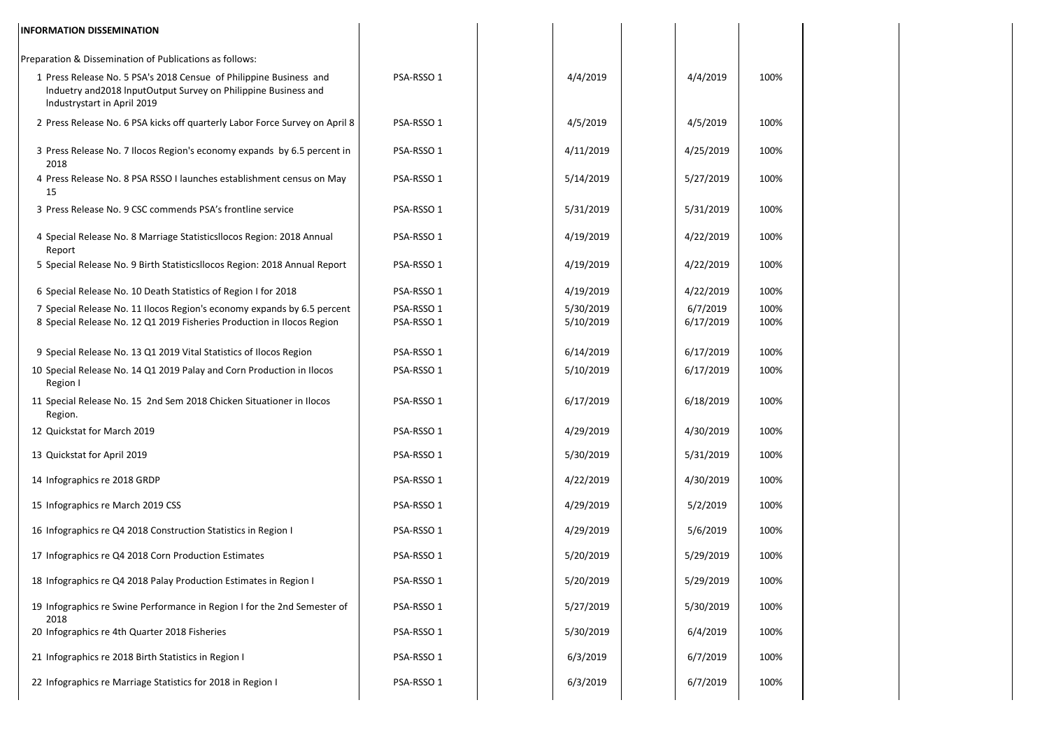| INFORMATION DISSEMINATION | | | | | | | | | |
|---|---|---|---|---|---|---|---|---|---|
| Preparation & Dissemination of Publications as follows: | | | | | | | | | |
| 1 Press Release No. 5 PSA's 2018 Censue of Philippine Business and Induetry and2018 InputOutput Survey on Philippine Business and Industrystart in April 2019 | PSA-RSSO 1 | | 4/4/2019 | | 4/4/2019 | 100% | | | |
| 2 Press Release No. 6 PSA kicks off quarterly Labor Force Survey on April 8 | PSA-RSSO 1 | | 4/5/2019 | | 4/5/2019 | 100% | | | |
| 3 Press Release No. 7 Ilocos Region's economy expands by 6.5 percent in 2018 | PSA-RSSO 1 | | 4/11/2019 | | 4/25/2019 | 100% | | | |
| 4 Press Release No. 8 PSA RSSO I launches establishment census on May 15 | PSA-RSSO 1 | | 5/14/2019 | | 5/27/2019 | 100% | | | |
| 3 Press Release No. 9 CSC commends PSA's frontline service | PSA-RSSO 1 | | 5/31/2019 | | 5/31/2019 | 100% | | | |
| 4 Special Release No. 8 Marriage StatisticsIlocos Region: 2018 Annual Report | PSA-RSSO 1 | | 4/19/2019 | | 4/22/2019 | 100% | | | |
| 5 Special Release No. 9 Birth StatisticsIlocos Region: 2018 Annual Report | PSA-RSSO 1 | | 4/19/2019 | | 4/22/2019 | 100% | | | |
| 6 Special Release No. 10 Death Statistics of Region I for 2018 | PSA-RSSO 1 | | 4/19/2019 | | 4/22/2019 | 100% | | | |
| 7 Special Release No. 11 Ilocos Region's economy expands by 6.5 percent | PSA-RSSO 1 | | 5/30/2019 | | 6/7/2019 | 100% | | | |
| 8 Special Release No. 12 Q1 2019 Fisheries Production in Ilocos Region | PSA-RSSO 1 | | 5/10/2019 | | 6/17/2019 | 100% | | | |
| 9 Special Release No. 13 Q1 2019 Vital Statistics of Ilocos Region | PSA-RSSO 1 | | 6/14/2019 | | 6/17/2019 | 100% | | | |
| 10 Special Release No. 14 Q1 2019 Palay and Corn Production in Ilocos Region I | PSA-RSSO 1 | | 5/10/2019 | | 6/17/2019 | 100% | | | |
| 11 Special Release No. 15 2nd Sem 2018 Chicken Situationer in Ilocos Region. | PSA-RSSO 1 | | 6/17/2019 | | 6/18/2019 | 100% | | | |
| 12 Quickstat for March 2019 | PSA-RSSO 1 | | 4/29/2019 | | 4/30/2019 | 100% | | | |
| 13 Quickstat for April 2019 | PSA-RSSO 1 | | 5/30/2019 | | 5/31/2019 | 100% | | | |
| 14 Infographics re 2018 GRDP | PSA-RSSO 1 | | 4/22/2019 | | 4/30/2019 | 100% | | | |
| 15 Infographics re March 2019 CSS | PSA-RSSO 1 | | 4/29/2019 | | 5/2/2019 | 100% | | | |
| 16 Infographics re Q4 2018 Construction Statistics in Region I | PSA-RSSO 1 | | 4/29/2019 | | 5/6/2019 | 100% | | | |
| 17 Infographics re Q4 2018 Corn Production Estimates | PSA-RSSO 1 | | 5/20/2019 | | 5/29/2019 | 100% | | | |
| 18 Infographics re Q4 2018 Palay Production Estimates in Region I | PSA-RSSO 1 | | 5/20/2019 | | 5/29/2019 | 100% | | | |
| 19 Infographics re Swine Performance in Region I for the 2nd Semester of 2018 | PSA-RSSO 1 | | 5/27/2019 | | 5/30/2019 | 100% | | | |
| 20 Infographics re 4th Quarter 2018 Fisheries | PSA-RSSO 1 | | 5/30/2019 | | 6/4/2019 | 100% | | | |
| 21 Infographics re 2018 Birth Statistics in Region I | PSA-RSSO 1 | | 6/3/2019 | | 6/7/2019 | 100% | | | |
| 22 Infographics re Marriage Statistics for 2018 in Region I | PSA-RSSO 1 | | 6/3/2019 | | 6/7/2019 | 100% | | | |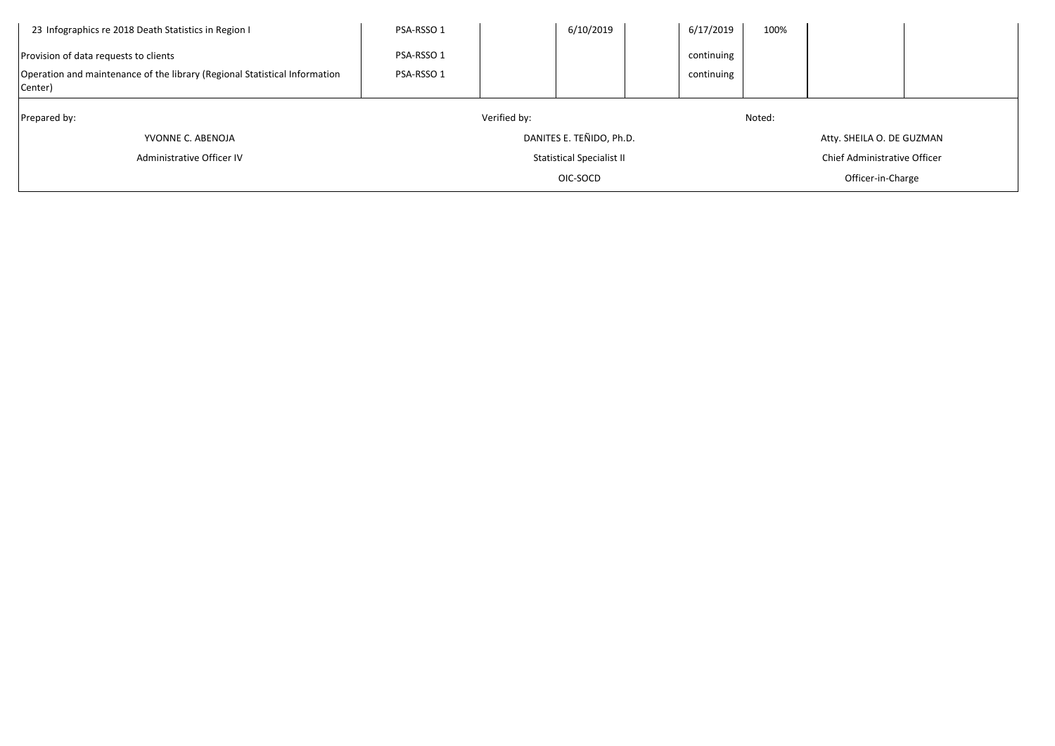| | | | | | | | | |
|---|---|---|---|---|---|---|---|---|
| 23 Infographics re 2018 Death Statistics in Region I | PSA-RSSO 1 | | 6/10/2019 | | 6/17/2019 | 100% | | |
| Provision of data requests to clients | PSA-RSSO 1 | | | | continuing | | | |
| Operation and maintenance of the library (Regional Statistical Information Center) | PSA-RSSO 1 | | | | continuing | | | |

| Prepared by: | Verified by: | Noted: |
|---|---|---|
| YVONNE C. ABENOJA | DANITES E. TEÑIDO, Ph.D. | Atty. SHEILA O. DE GUZMAN |
| Administrative Officer IV | Statistical Specialist II | Chief Administrative Officer |
| | OIC-SOCD | Officer-in-Charge |